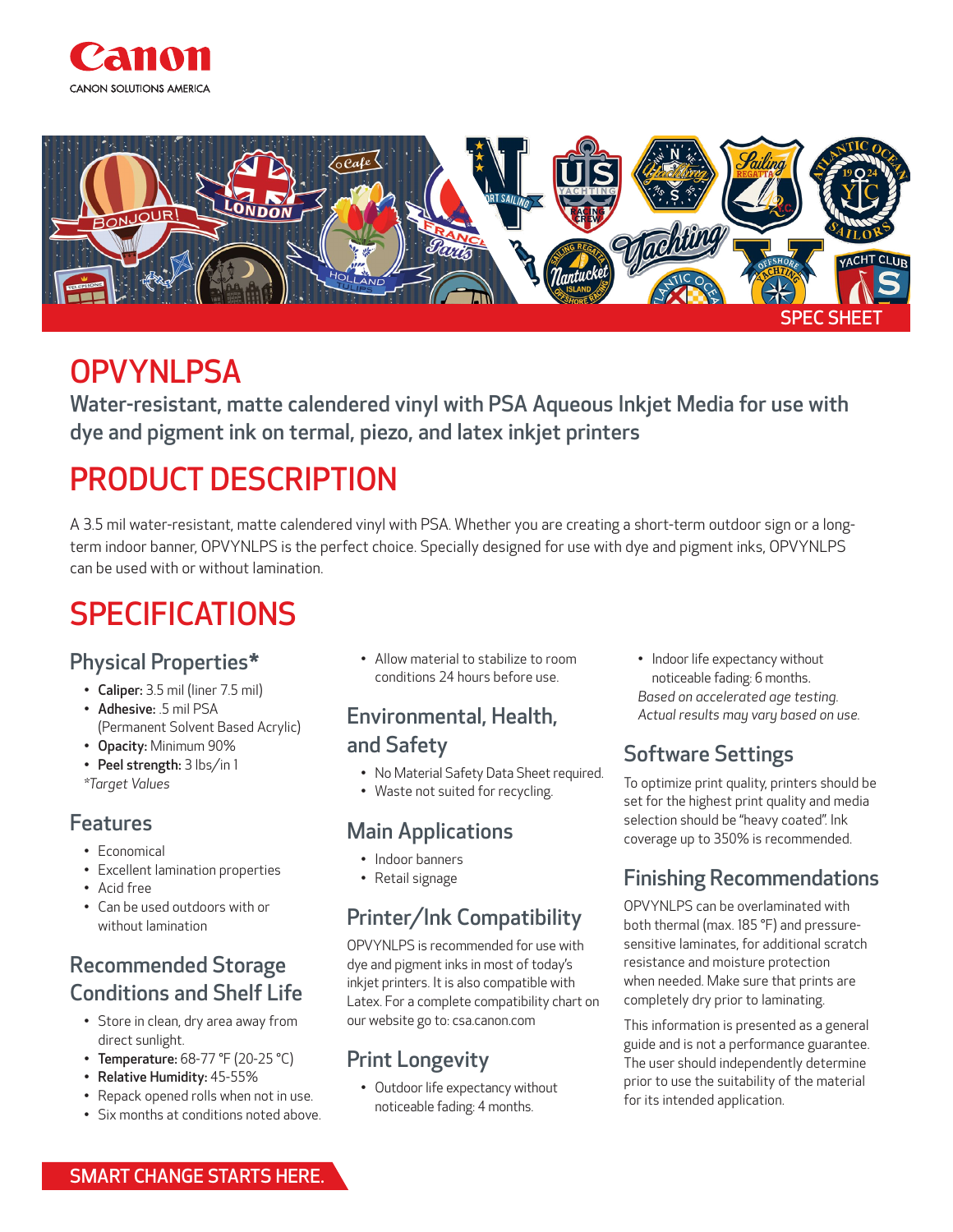Canon
CANON SOLUTIONS AMERICA

SPEC SHEET

# OPVYNLPSA

Water-resistant, matte calendered vinyl with PSA Aqueous Inkjet Media for use with dye and pigment ink on termal, piezo, and latex inkjet printers

# PRODUCT DESCRIPTION

A 3.5 mil water-resistant, matte calendered vinyl with PSA. Whether you are creating a short-term outdoor sign or a long-term indoor banner, OPVYNLPS is the perfect choice. Specially designed for use with dye and pigment inks, OPVYNLPS can be used with or without lamination.

# SPECIFICATIONS

## Physical Properties*

- **Caliper:** 3.5 mil (liner 7.5 mil)
- **Adhesive:** .5 mil PSA (Permanent Solvent Based Acrylic)
- **Opacity:** Minimum 90%
- **Peel strength:** 3 lbs/in 1

*Target Values*

## Features

- Economical
- Excellent lamination properties
- Acid free
- Can be used outdoors with or without lamination

## Recommended Storage Conditions and Shelf Life

- Store in clean, dry area away from direct sunlight.
- **Temperature:** 68-77 °F (20-25 °C)
- **Relative Humidity:** 45-55%
- Repack opened rolls when not in use.
- Six months at conditions noted above.
- Allow material to stabilize to room conditions 24 hours before use.

## Environmental, Health, and Safety

- No Material Safety Data Sheet required.
- Waste not suited for recycling.

## Main Applications

- Indoor banners
- Retail signage

## Printer/Ink Compatibility

OPVYNLPS is recommended for use with dye and pigment inks in most of today's inkjet printers. It is also compatible with Latex. For a complete compatibility chart on our website go to: csa.canon.com

## Print Longevity

- Outdoor life expectancy without noticeable fading: 4 months.
- Indoor life expectancy without noticeable fading: 6 months.

*Based on accelerated age testing. Actual results may vary based on use.*

## Software Settings

To optimize print quality, printers should be set for the highest print quality and media selection should be "heavy coated". Ink coverage up to 350% is recommended.

## Finishing Recommendations

OPVYNLPS can be overlaminated with both thermal (max. 185 °F) and pressure-sensitive laminates, for additional scratch resistance and moisture protection when needed. Make sure that prints are completely dry prior to laminating.

This information is presented as a general guide and is not a performance guarantee. The user should independently determine prior to use the suitability of the material for its intended application.

SMART CHANGE STARTS HERE.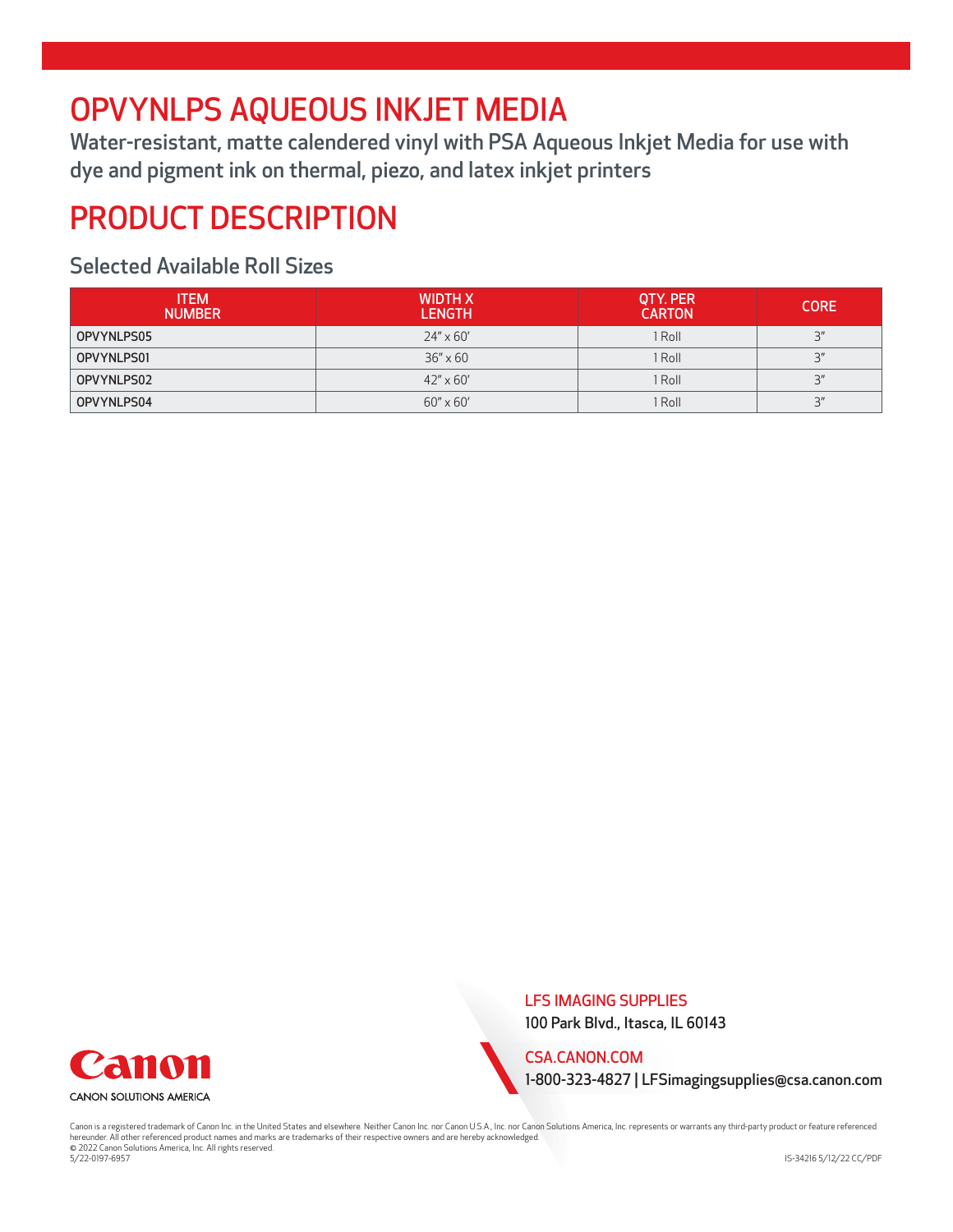# OPVYNLPS AQUEOUS INKJET MEDIA

Water-resistant, matte calendered vinyl with PSA Aqueous Inkjet Media for use with dye and pigment ink on thermal, piezo, and latex inkjet printers

# PRODUCT DESCRIPTION

## Selected Available Roll Sizes

| ITEM NUMBER | WIDTH X LENGTH | QTY. PER CARTON | CORE |
|---|---|---|---|
| OPVYNLPS05 | 24" x 60' | 1 Roll | 3" |
| OPVYNLPS01 | 36" x 60 | 1 Roll | 3" |
| OPVYNLPS02 | 42" x 60' | 1 Roll | 3" |
| OPVYNLPS04 | 60" x 60' | 1 Roll | 3" |

Canon

CANON SOLUTIONS AMERICA

LFS IMAGING SUPPLIES

100 Park Blvd., Itasca, IL 60143

CSA.CANON.COM

1-800-323-4827 | LFSimagingsupplies@csa.canon.com

Canon is a registered trademark of Canon Inc. in the United States and elsewhere. Neither Canon Inc. nor Canon U.S.A., Inc. nor Canon Solutions America, Inc. represents or warrants any third-party product or feature referenced hereunder. All other referenced product names and marks are trademarks of their respective owners and are hereby acknowledged.
© 2022 Canon Solutions America, Inc. All rights reserved.
5/22-0197-6957

IS-34216 5/12/22 CC/PDF